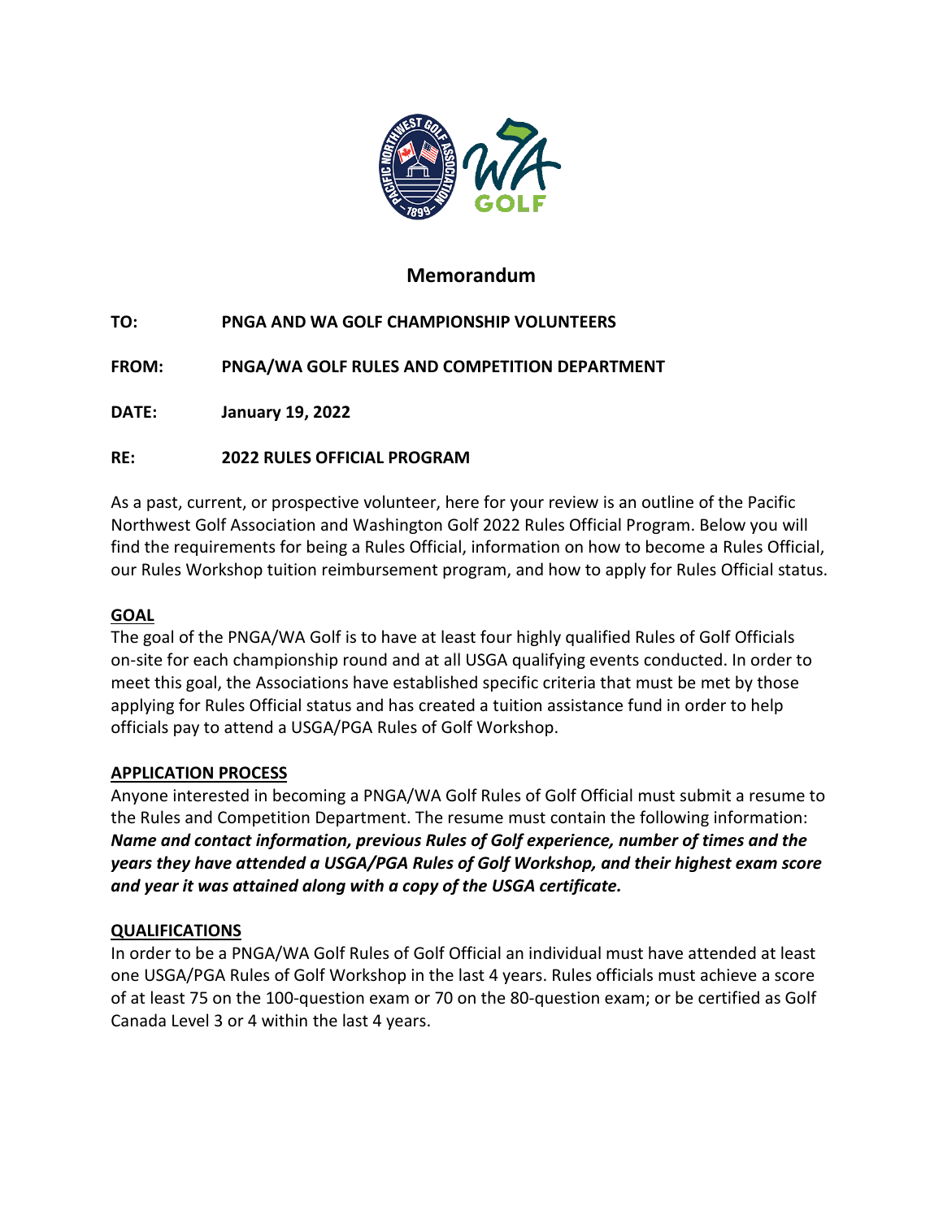# Memorandum

**TO:** PNGA AND WA GOLF CHAMPIONSHIP VOLUNTEERS

**FROM:** PNGA/WA GOLF RULES AND COMPETITION DEPARTMENT

**DATE:** January 19, 2022

**RE:** 2022 RULES OFFICIAL PROGRAM

As a past, current, or prospective volunteer, here for your review is an outline of the Pacific Northwest Golf Association and Washington Golf 2022 Rules Official Program. Below you will find the requirements for being a Rules Official, information on how to become a Rules Official, our Rules Workshop tuition reimbursement program, and how to apply for Rules Official status.

## GOAL

The goal of the PNGA/WA Golf is to have at least four highly qualified Rules of Golf Officials on-site for each championship round and at all USGA qualifying events conducted. In order to meet this goal, the Associations have established specific criteria that must be met by those applying for Rules Official status and has created a tuition assistance fund in order to help officials pay to attend a USGA/PGA Rules of Golf Workshop.

## APPLICATION PROCESS

Anyone interested in becoming a PNGA/WA Golf Rules of Golf Official must submit a resume to the Rules and Competition Department. The resume must contain the following information: ***Name and contact information, previous Rules of Golf experience, number of times and the years they have attended a USGA/PGA Rules of Golf Workshop, and their highest exam score and year it was attained along with a copy of the USGA certificate.***

## QUALIFICATIONS

In order to be a PNGA/WA Golf Rules of Golf Official an individual must have attended at least one USGA/PGA Rules of Golf Workshop in the last 4 years. Rules officials must achieve a score of at least 75 on the 100-question exam or 70 on the 80-question exam; or be certified as Golf Canada Level 3 or 4 within the last 4 years.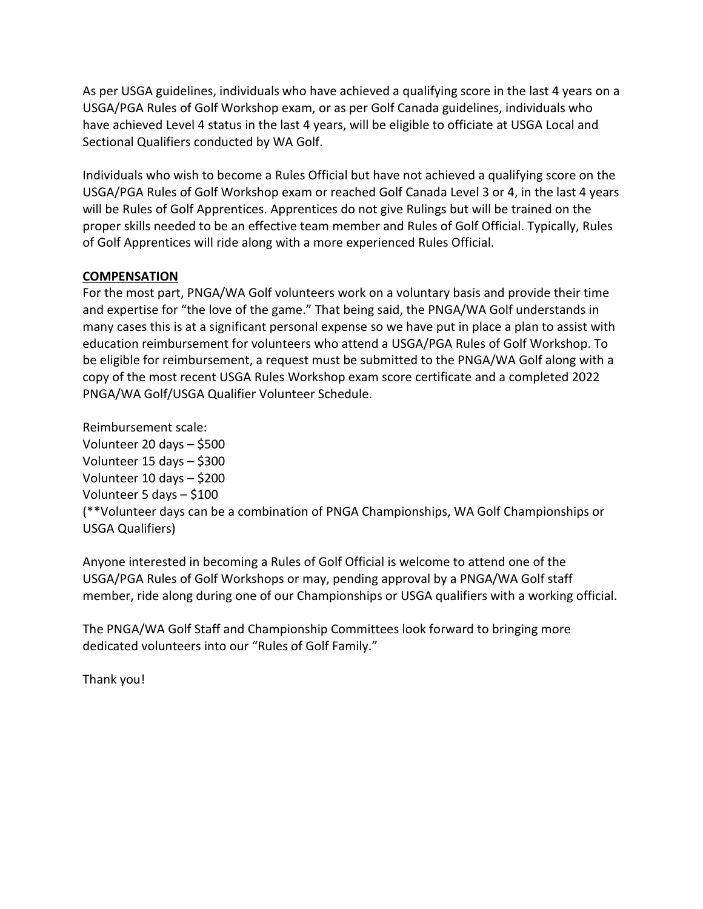As per USGA guidelines, individuals who have achieved a qualifying score in the last 4 years on a USGA/PGA Rules of Golf Workshop exam, or as per Golf Canada guidelines, individuals who have achieved Level 4 status in the last 4 years, will be eligible to officiate at USGA Local and Sectional Qualifiers conducted by WA Golf.

Individuals who wish to become a Rules Official but have not achieved a qualifying score on the USGA/PGA Rules of Golf Workshop exam or reached Golf Canada Level 3 or 4, in the last 4 years will be Rules of Golf Apprentices. Apprentices do not give Rulings but will be trained on the proper skills needed to be an effective team member and Rules of Golf Official. Typically, Rules of Golf Apprentices will ride along with a more experienced Rules Official.

**COMPENSATION**

For the most part, PNGA/WA Golf volunteers work on a voluntary basis and provide their time and expertise for "the love of the game." That being said, the PNGA/WA Golf understands in many cases this is at a significant personal expense so we have put in place a plan to assist with education reimbursement for volunteers who attend a USGA/PGA Rules of Golf Workshop. To be eligible for reimbursement, a request must be submitted to the PNGA/WA Golf along with a copy of the most recent USGA Rules Workshop exam score certificate and a completed 2022 PNGA/WA Golf/USGA Qualifier Volunteer Schedule.

Reimbursement scale:
Volunteer 20 days – $500
Volunteer 15 days – $300
Volunteer 10 days – $200
Volunteer 5 days – $100
(**Volunteer days can be a combination of PNGA Championships, WA Golf Championships or USGA Qualifiers)

Anyone interested in becoming a Rules of Golf Official is welcome to attend one of the USGA/PGA Rules of Golf Workshops or may, pending approval by a PNGA/WA Golf staff member, ride along during one of our Championships or USGA qualifiers with a working official.

The PNGA/WA Golf Staff and Championship Committees look forward to bringing more dedicated volunteers into our "Rules of Golf Family."

Thank you!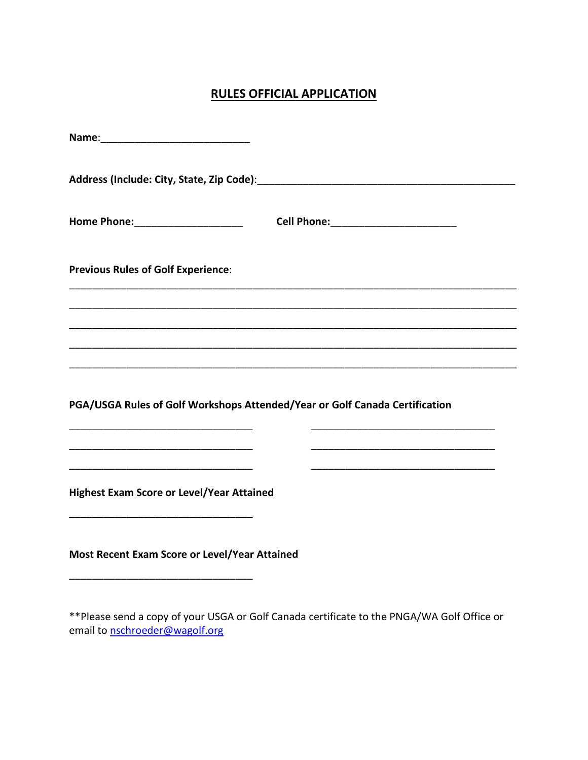# RULES OFFICIAL APPLICATION

**Name**:___________________________

**Address (Include: City, State, Zip Code)**:_______________________________________________

**Home Phone:**___________________ **Cell Phone:**______________________

**Previous Rules of Golf Experience**:

________________________________________________________________________________

________________________________________________________________________________

________________________________________________________________________________

________________________________________________________________________________

________________________________________________________________________________

**PGA/USGA Rules of Golf Workshops Attended/Year or Golf Canada Certification**

_________________________________ _________________________________

_________________________________ _________________________________

_________________________________ _________________________________

**Highest Exam Score or Level/Year Attained**

_________________________________

**Most Recent Exam Score or Level/Year Attained**

_________________________________

**Please send a copy of your USGA or Golf Canada certificate to the PNGA/WA Golf Office or email to nschroeder@wagolf.org